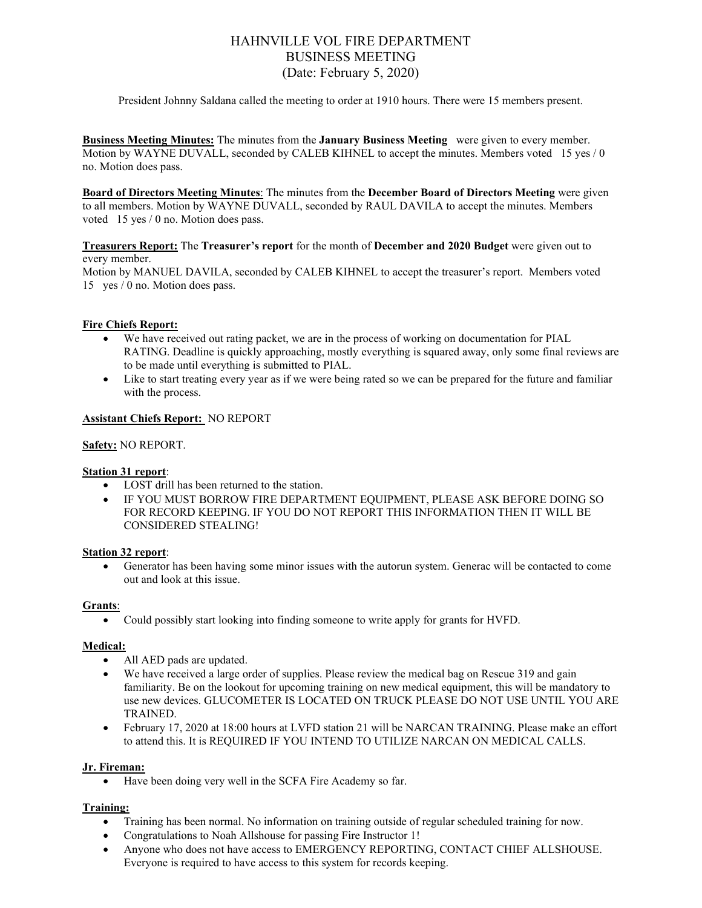# HAHNVILLE VOL FIRE DEPARTMENT
## BUSINESS MEETING
### (Date: February 5, 2020)

President Johnny Saldana called the meeting to order at 1910 hours. There were 15 members present.

**Business Meeting Minutes:** The minutes from the **January Business Meeting** were given to every member. Motion by WAYNE DUVALL, seconded by CALEB KIHNEL to accept the minutes. Members voted 15 yes / 0 no. Motion does pass.

**Board of Directors Meeting Minutes**: The minutes from the **December Board of Directors Meeting** were given to all members. Motion by WAYNE DUVALL, seconded by RAUL DAVILA to accept the minutes. Members voted 15 yes / 0 no. Motion does pass.

**Treasurers Report:** The **Treasurer's report** for the month of **December and 2020 Budget** were given out to every member.
Motion by MANUEL DAVILA, seconded by CALEB KIHNEL to accept the treasurer's report. Members voted 15 yes / 0 no. Motion does pass.

**Fire Chiefs Report:**

- We have received out rating packet, we are in the process of working on documentation for PIAL RATING. Deadline is quickly approaching, mostly everything is squared away, only some final reviews are to be made until everything is submitted to PIAL.
- Like to start treating every year as if we were being rated so we can be prepared for the future and familiar with the process.

**Assistant Chiefs Report:** NO REPORT

**Safety:** NO REPORT.

**Station 31 report**:

- LOST drill has been returned to the station.
- IF YOU MUST BORROW FIRE DEPARTMENT EQUIPMENT, PLEASE ASK BEFORE DOING SO FOR RECORD KEEPING. IF YOU DO NOT REPORT THIS INFORMATION THEN IT WILL BE CONSIDERED STEALING!

**Station 32 report**:

- Generator has been having some minor issues with the autorun system. Generac will be contacted to come out and look at this issue.

**Grants**:

- Could possibly start looking into finding someone to write apply for grants for HVFD.

**Medical:**

- All AED pads are updated.
- We have received a large order of supplies. Please review the medical bag on Rescue 319 and gain familiarity. Be on the lookout for upcoming training on new medical equipment, this will be mandatory to use new devices. GLUCOMETER IS LOCATED ON TRUCK PLEASE DO NOT USE UNTIL YOU ARE TRAINED.
- February 17, 2020 at 18:00 hours at LVFD station 21 will be NARCAN TRAINING. Please make an effort to attend this. It is REQUIRED IF YOU INTEND TO UTILIZE NARCAN ON MEDICAL CALLS.

**Jr. Fireman:**

- Have been doing very well in the SCFA Fire Academy so far.

**Training:**

- Training has been normal. No information on training outside of regular scheduled training for now.
- Congratulations to Noah Allshouse for passing Fire Instructor 1!
- Anyone who does not have access to EMERGENCY REPORTING, CONTACT CHIEF ALLSHOUSE. Everyone is required to have access to this system for records keeping.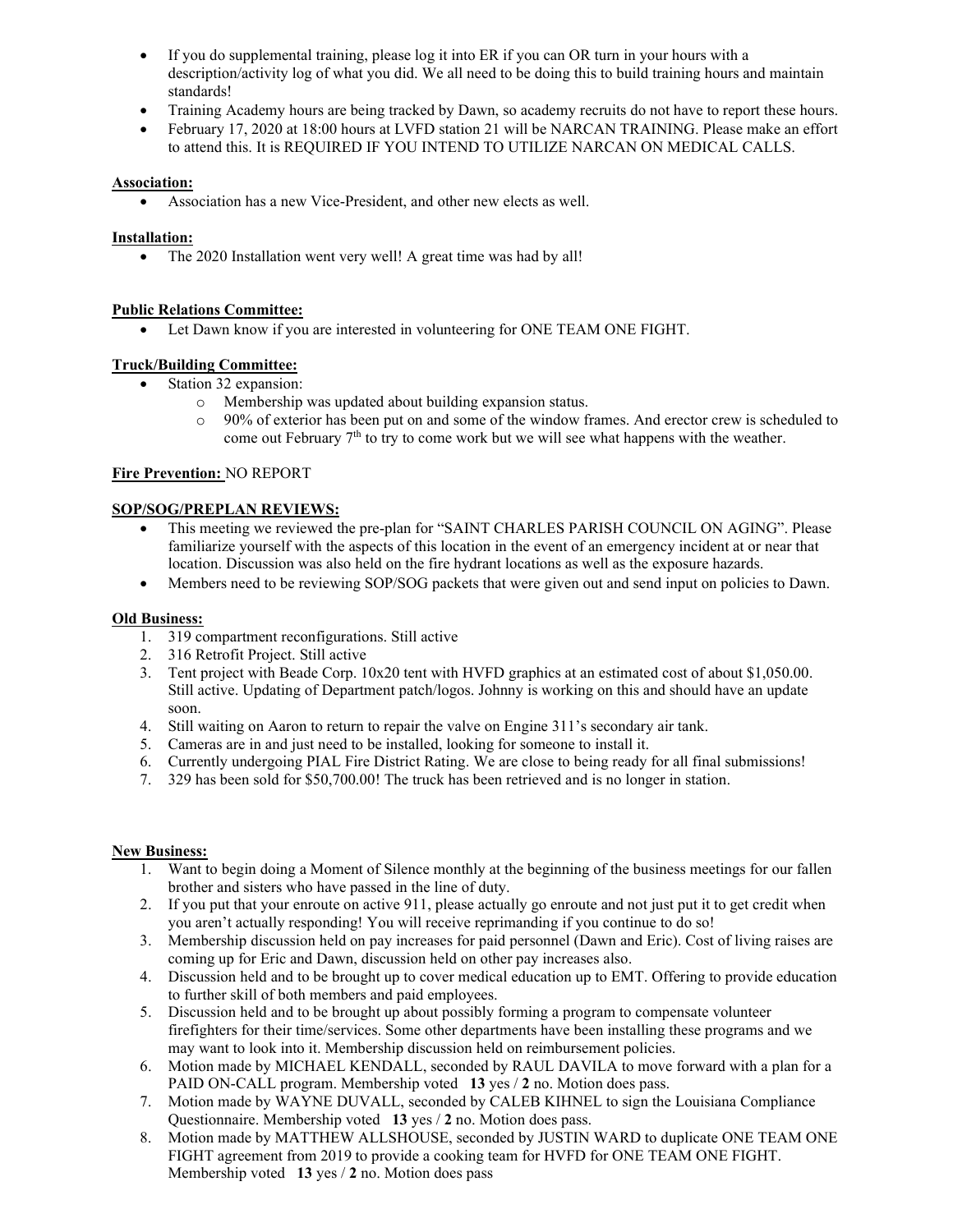- If you do supplemental training, please log it into ER if you can OR turn in your hours with a description/activity log of what you did. We all need to be doing this to build training hours and maintain standards!
- Training Academy hours are being tracked by Dawn, so academy recruits do not have to report these hours.
- February 17, 2020 at 18:00 hours at LVFD station 21 will be NARCAN TRAINING. Please make an effort to attend this. It is REQUIRED IF YOU INTEND TO UTILIZE NARCAN ON MEDICAL CALLS.

**Association:**

- Association has a new Vice-President, and other new elects as well.

**Installation:**

- The 2020 Installation went very well! A great time was had by all!

**Public Relations Committee:**

- Let Dawn know if you are interested in volunteering for ONE TEAM ONE FIGHT.

**Truck/Building Committee:**

- Station 32 expansion:
  - Membership was updated about building expansion status.
  - 90% of exterior has been put on and some of the window frames. And erector crew is scheduled to come out February 7th to try to come work but we will see what happens with the weather.

**Fire Prevention:** NO REPORT

**SOP/SOG/PREPLAN REVIEWS:**

- This meeting we reviewed the pre-plan for "SAINT CHARLES PARISH COUNCIL ON AGING". Please familiarize yourself with the aspects of this location in the event of an emergency incident at or near that location. Discussion was also held on the fire hydrant locations as well as the exposure hazards.
- Members need to be reviewing SOP/SOG packets that were given out and send input on policies to Dawn.

**Old Business:**

1. 319 compartment reconfigurations. Still active
2. 316 Retrofit Project. Still active
3. Tent project with Beade Corp. 10x20 tent with HVFD graphics at an estimated cost of about $1,050.00. Still active. Updating of Department patch/logos. Johnny is working on this and should have an update soon.
4. Still waiting on Aaron to return to repair the valve on Engine 311's secondary air tank.
5. Cameras are in and just need to be installed, looking for someone to install it.
6. Currently undergoing PIAL Fire District Rating. We are close to being ready for all final submissions!
7. 329 has been sold for $50,700.00! The truck has been retrieved and is no longer in station.

**New Business:**

1. Want to begin doing a Moment of Silence monthly at the beginning of the business meetings for our fallen brother and sisters who have passed in the line of duty.
2. If you put that your enroute on active 911, please actually go enroute and not just put it to get credit when you aren't actually responding! You will receive reprimanding if you continue to do so!
3. Membership discussion held on pay increases for paid personnel (Dawn and Eric). Cost of living raises are coming up for Eric and Dawn, discussion held on other pay increases also.
4. Discussion held and to be brought up to cover medical education up to EMT. Offering to provide education to further skill of both members and paid employees.
5. Discussion held and to be brought up about possibly forming a program to compensate volunteer firefighters for their time/services. Some other departments have been installing these programs and we may want to look into it. Membership discussion held on reimbursement policies.
6. Motion made by MICHAEL KENDALL, seconded by RAUL DAVILA to move forward with a plan for a PAID ON-CALL program. Membership voted **13** yes / **2** no. Motion does pass.
7. Motion made by WAYNE DUVALL, seconded by CALEB KIHNEL to sign the Louisiana Compliance Questionnaire. Membership voted **13** yes / **2** no. Motion does pass.
8. Motion made by MATTHEW ALLSHOUSE, seconded by JUSTIN WARD to duplicate ONE TEAM ONE FIGHT agreement from 2019 to provide a cooking team for HVFD for ONE TEAM ONE FIGHT. Membership voted **13** yes / **2** no. Motion does pass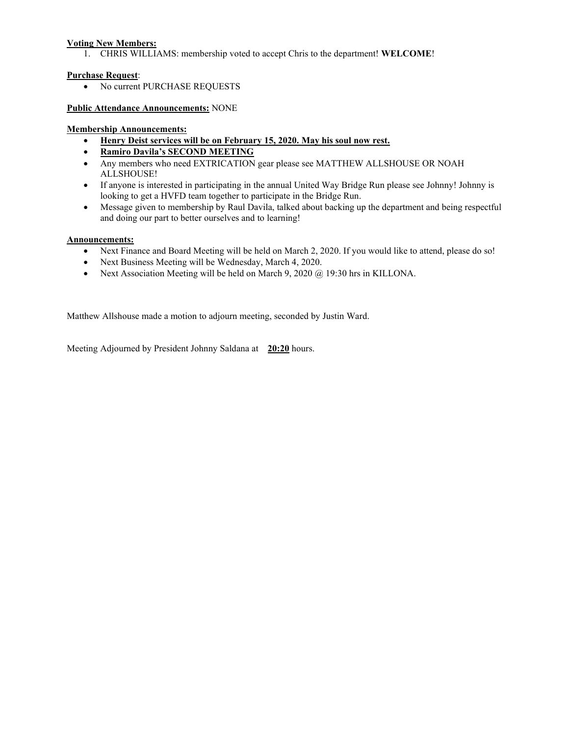**Voting New Members:**

1. CHRIS WILLIAMS: membership voted to accept Chris to the department! **WELCOME**!

**Purchase Request**:

- No current PURCHASE REQUESTS

**Public Attendance Announcements:** NONE

**Membership Announcements:**

- **Henry Deist services will be on February 15, 2020. May his soul now rest.**
- **Ramiro Davila's SECOND MEETING**
- Any members who need EXTRICATION gear please see MATTHEW ALLSHOUSE OR NOAH ALLSHOUSE!
- If anyone is interested in participating in the annual United Way Bridge Run please see Johnny! Johnny is looking to get a HVFD team together to participate in the Bridge Run.
- Message given to membership by Raul Davila, talked about backing up the department and being respectful and doing our part to better ourselves and to learning!

**Announcements:**

- Next Finance and Board Meeting will be held on March 2, 2020. If you would like to attend, please do so!
- Next Business Meeting will be Wednesday, March 4, 2020.
- Next Association Meeting will be held on March 9, 2020 @ 19:30 hrs in KILLONA.

Matthew Allshouse made a motion to adjourn meeting, seconded by Justin Ward.

Meeting Adjourned by President Johnny Saldana at **20:20** hours.